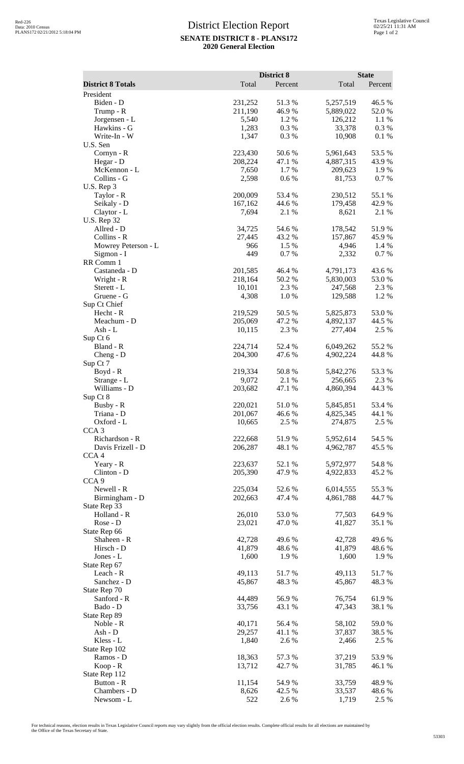# District Election Report

**SENATE DISTRICT 8 - PLANS172**
**2020 General Election**

| | District 8 | | State | |
|---|---|---|---|---|
| **District 8 Totals** | Total | Percent | Total | Percent |
| President | | | | |
| Biden - D | 231,252 | 51.3 % | 5,257,519 | 46.5 % |
| Trump - R | 211,190 | 46.9 % | 5,889,022 | 52.0 % |
| Jorgensen - L | 5,540 | 1.2 % | 126,212 | 1.1 % |
| Hawkins - G | 1,283 | 0.3 % | 33,378 | 0.3 % |
| Write-In - W | 1,347 | 0.3 % | 10,908 | 0.1 % |
| U.S. Sen | | | | |
| Cornyn - R | 223,430 | 50.6 % | 5,961,643 | 53.5 % |
| Hegar - D | 208,224 | 47.1 % | 4,887,315 | 43.9 % |
| McKennon - L | 7,650 | 1.7 % | 209,623 | 1.9 % |
| Collins - G | 2,598 | 0.6 % | 81,753 | 0.7 % |
| U.S. Rep 3 | | | | |
| Taylor - R | 200,009 | 53.4 % | 230,512 | 55.1 % |
| Seikaly - D | 167,162 | 44.6 % | 179,458 | 42.9 % |
| Claytor - L | 7,694 | 2.1 % | 8,621 | 2.1 % |
| U.S. Rep 32 | | | | |
| Allred - D | 34,725 | 54.6 % | 178,542 | 51.9 % |
| Collins - R | 27,445 | 43.2 % | 157,867 | 45.9 % |
| Mowrey Peterson - L | 966 | 1.5 % | 4,946 | 1.4 % |
| Sigmon - I | 449 | 0.7 % | 2,332 | 0.7 % |
| RR Comm 1 | | | | |
| Castaneda - D | 201,585 | 46.4 % | 4,791,173 | 43.6 % |
| Wright - R | 218,164 | 50.2 % | 5,830,003 | 53.0 % |
| Sterett - L | 10,101 | 2.3 % | 247,568 | 2.3 % |
| Gruene - G | 4,308 | 1.0 % | 129,588 | 1.2 % |
| Sup Ct Chief | | | | |
| Hecht - R | 219,529 | 50.5 % | 5,825,873 | 53.0 % |
| Meachum - D | 205,069 | 47.2 % | 4,892,137 | 44.5 % |
| Ash - L | 10,115 | 2.3 % | 277,404 | 2.5 % |
| Sup Ct 6 | | | | |
| Bland - R | 224,714 | 52.4 % | 6,049,262 | 55.2 % |
| Cheng - D | 204,300 | 47.6 % | 4,902,224 | 44.8 % |
| Sup Ct 7 | | | | |
| Boyd - R | 219,334 | 50.8 % | 5,842,276 | 53.3 % |
| Strange - L | 9,072 | 2.1 % | 256,665 | 2.3 % |
| Williams - D | 203,682 | 47.1 % | 4,860,394 | 44.3 % |
| Sup Ct 8 | | | | |
| Busby - R | 220,021 | 51.0 % | 5,845,851 | 53.4 % |
| Triana - D | 201,067 | 46.6 % | 4,825,345 | 44.1 % |
| Oxford - L | 10,665 | 2.5 % | 274,875 | 2.5 % |
| CCA 3 | | | | |
| Richardson - R | 222,668 | 51.9 % | 5,952,614 | 54.5 % |
| Davis Frizell - D | 206,287 | 48.1 % | 4,962,787 | 45.5 % |
| CCA 4 | | | | |
| Yeary - R | 223,637 | 52.1 % | 5,972,977 | 54.8 % |
| Clinton - D | 205,390 | 47.9 % | 4,922,833 | 45.2 % |
| CCA 9 | | | | |
| Newell - R | 225,034 | 52.6 % | 6,014,555 | 55.3 % |
| Birmingham - D | 202,663 | 47.4 % | 4,861,788 | 44.7 % |
| State Rep 33 | | | | |
| Holland - R | 26,010 | 53.0 % | 77,503 | 64.9 % |
| Rose - D | 23,021 | 47.0 % | 41,827 | 35.1 % |
| State Rep 66 | | | | |
| Shaheen - R | 42,728 | 49.6 % | 42,728 | 49.6 % |
| Hirsch - D | 41,879 | 48.6 % | 41,879 | 48.6 % |
| Jones - L | 1,600 | 1.9 % | 1,600 | 1.9 % |
| State Rep 67 | | | | |
| Leach - R | 49,113 | 51.7 % | 49,113 | 51.7 % |
| Sanchez - D | 45,867 | 48.3 % | 45,867 | 48.3 % |
| State Rep 70 | | | | |
| Sanford - R | 44,489 | 56.9 % | 76,754 | 61.9 % |
| Bado - D | 33,756 | 43.1 % | 47,343 | 38.1 % |
| State Rep 89 | | | | |
| Noble - R | 40,171 | 56.4 % | 58,102 | 59.0 % |
| Ash - D | 29,257 | 41.1 % | 37,837 | 38.5 % |
| Kless - L | 1,840 | 2.6 % | 2,466 | 2.5 % |
| State Rep 102 | | | | |
| Ramos - D | 18,363 | 57.3 % | 37,219 | 53.9 % |
| Koop - R | 13,712 | 42.7 % | 31,785 | 46.1 % |
| State Rep 112 | | | | |
| Button - R | 11,154 | 54.9 % | 33,759 | 48.9 % |
| Chambers - D | 8,626 | 42.5 % | 33,537 | 48.6 % |
| Newsom - L | 522 | 2.6 % | 1,719 | 2.5 % |

For technical reasons, election results in Texas Legislative Council reports may vary slightly from the official election results. Complete official results for all elections are maintained by the Office of the Texas Secretary of State.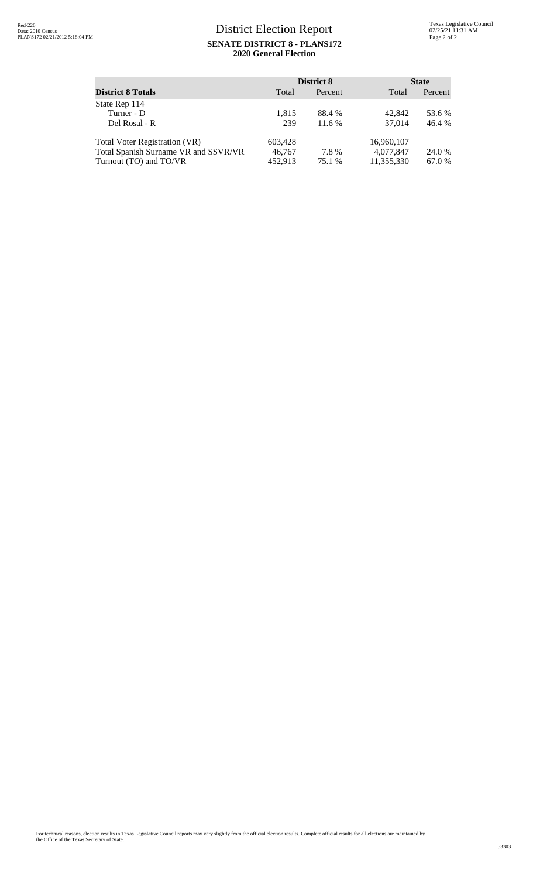# District Election Report

**SENATE DISTRICT 8 - PLANS172**
**2020 General Election**

| | District 8 | | State | |
|---|---|---|---|---|
| **District 8 Totals** | Total | Percent | Total | Percent |
| State Rep 114 | | | | |
| Turner - D | 1,815 | 88.4 % | 42,842 | 53.6 % |
| Del Rosal - R | 239 | 11.6 % | 37,014 | 46.4 % |
| Total Voter Registration (VR) | 603,428 | | 16,960,107 | |
| Total Spanish Surname VR and SSVR/VR | 46,767 | 7.8 % | 4,077,847 | 24.0 % |
| Turnout (TO) and TO/VR | 452,913 | 75.1 % | 11,355,330 | 67.0 % |

For technical reasons, election results in Texas Legislative Council reports may vary slightly from the official election results. Complete official results for all elections are maintained by the Office of the Texas Secretary of State.